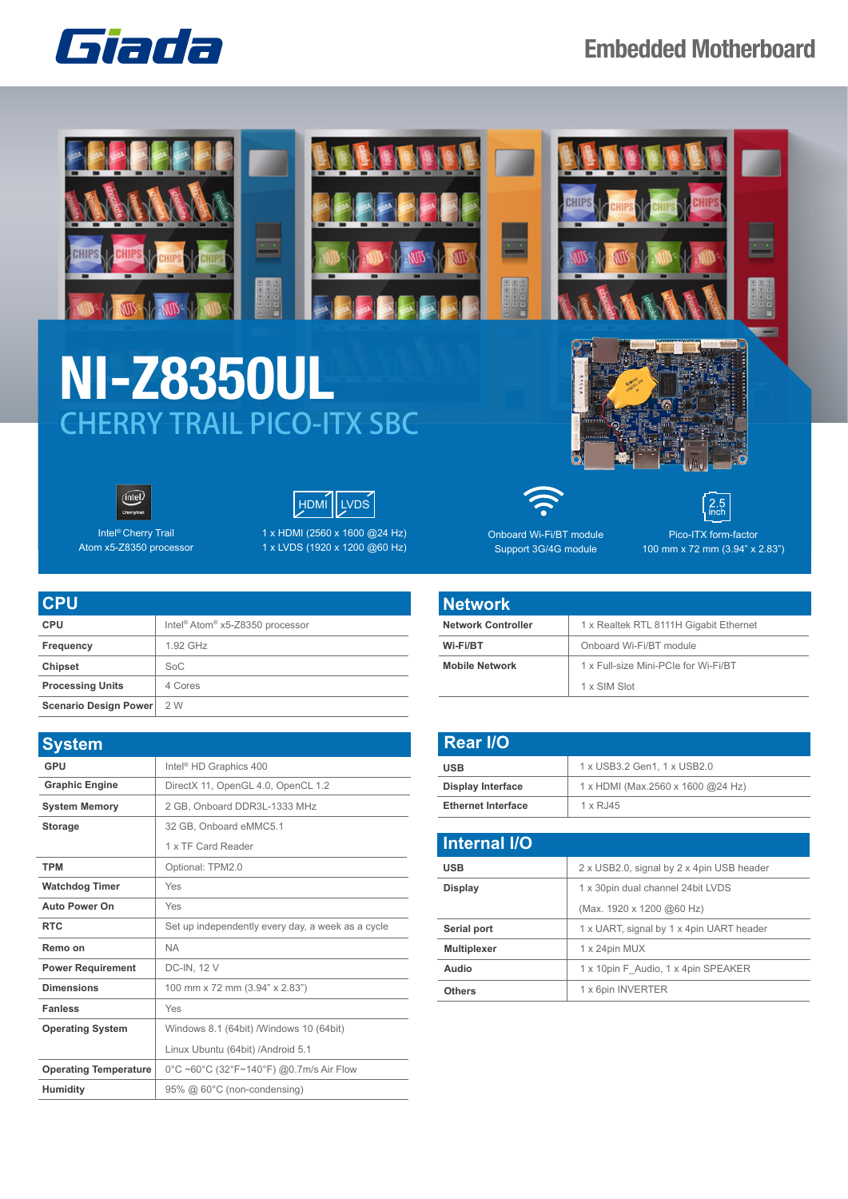# Giada

Embedded Motherboard

# NI-Z8350UL

## CHERRY TRAIL PICO-ITX SBC

Intel® Cherry Trail
Atom x5-Z8350 processor

HDMI LVDS
1 x HDMI (2560 x 1600 @24 Hz)
1 x LVDS (1920 x 1200 @60 Hz)

Onboard Wi-Fi/BT module
Support 3G/4G module

2.5 inch
Pico-ITX form-factor
100 mm x 72 mm (3.94" x 2.83")

## CPU

| | |
|---|---|
| **CPU** | Intel® Atom® x5-Z8350 processor |
| **Frequency** | 1.92 GHz |
| **Chipset** | SoC |
| **Processing Units** | 4 Cores |
| **Scenario Design Power** | 2 W |

## System

| | |
|---|---|
| **GPU** | Intel® HD Graphics 400 |
| **Graphic Engine** | DirectX 11, OpenGL 4.0, OpenCL 1.2 |
| **System Memory** | 2 GB, Onboard DDR3L-1333 MHz |
| **Storage** | 32 GB, Onboard eMMC5.1 |
| | 1 x TF Card Reader |
| **TPM** | Optional: TPM2.0 |
| **Watchdog Timer** | Yes |
| **Auto Power On** | Yes |
| **RTC** | Set up independently every day, a week as a cycle |
| **Remo on** | NA |
| **Power Requirement** | DC-IN, 12 V |
| **Dimensions** | 100 mm x 72 mm (3.94" x 2.83") |
| **Fanless** | Yes |
| **Operating System** | Windows 8.1 (64bit) /Windows 10 (64bit) |
| | Linux Ubuntu (64bit) /Android 5.1 |
| **Operating Temperature** | 0°C ~60°C (32°F~140°F) @0.7m/s Air Flow |
| **Humidity** | 95% @ 60°C (non-condensing) |

## Network

| | |
|---|---|
| **Network Controller** | 1 x Realtek RTL 8111H Gigabit Ethernet |
| **Wi-Fi/BT** | Onboard Wi-Fi/BT module |
| **Mobile Network** | 1 x Full-size Mini-PCIe for Wi-Fi/BT |
| | 1 x SIM Slot |

## Rear I/O

| | |
|---|---|
| **USB** | 1 x USB3.2 Gen1, 1 x USB2.0 |
| **Display Interface** | 1 x HDMI (Max.2560 x 1600 @24 Hz) |
| **Ethernet Interface** | 1 x RJ45 |

## Internal I/O

| | |
|---|---|
| **USB** | 2 x USB2.0, signal by 2 x 4pin USB header |
| **Display** | 1 x 30pin dual channel 24bit LVDS |
| | (Max. 1920 x 1200 @60 Hz) |
| **Serial port** | 1 x UART, signal by 1 x 4pin UART header |
| **Multiplexer** | 1 x 24pin MUX |
| **Audio** | 1 x 10pin F_Audio, 1 x 4pin SPEAKER |
| **Others** | 1 x 6pin INVERTER |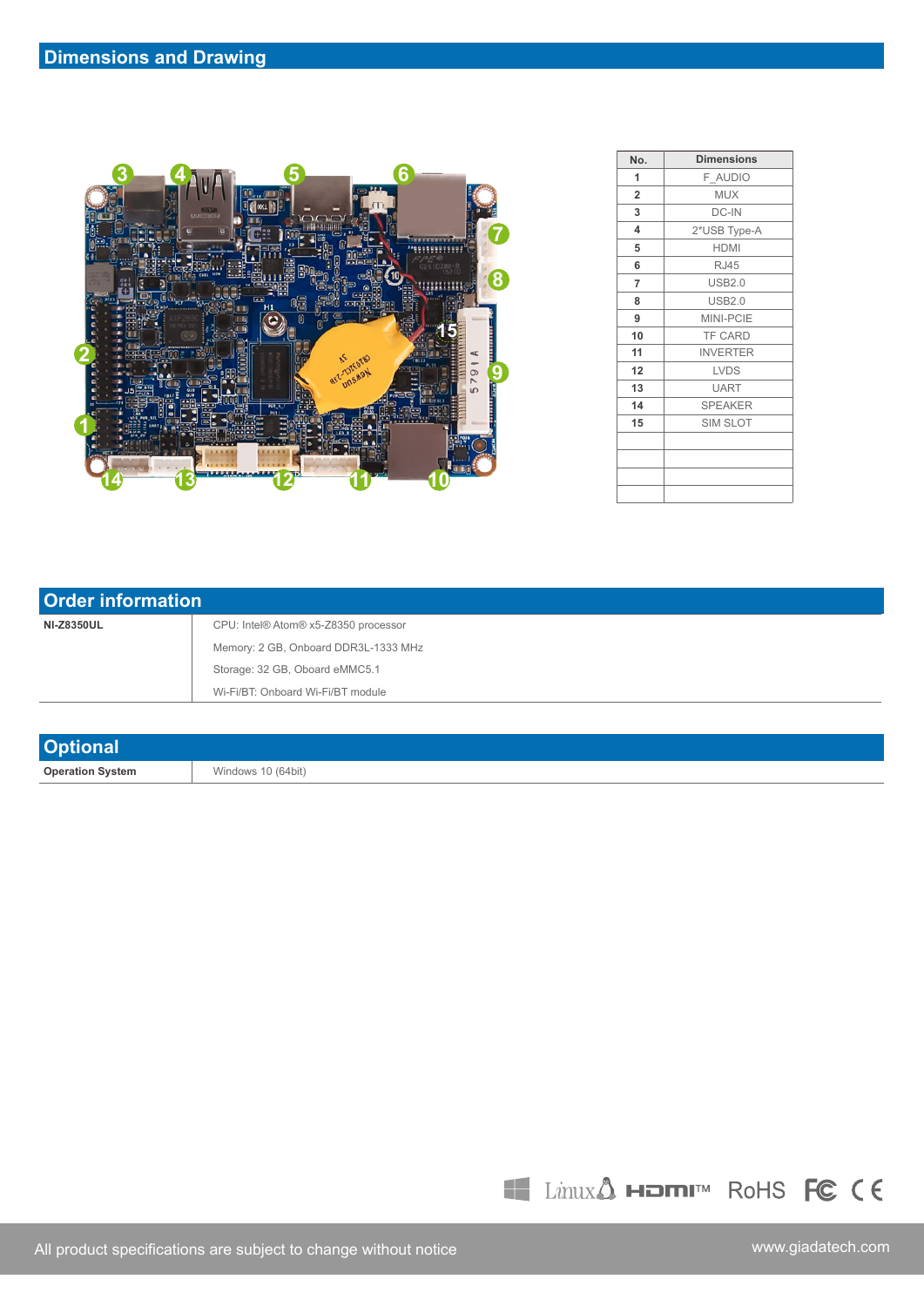## Dimensions and Drawing

| No. | Dimensions |
|---|---|
| 1 | F_AUDIO |
| 2 | MUX |
| 3 | DC-IN |
| 4 | 2*USB Type-A |
| 5 | HDMI |
| 6 | RJ45 |
| 7 | USB2.0 |
| 8 | USB2.0 |
| 9 | MINI-PCIE |
| 10 | TF CARD |
| 11 | INVERTER |
| 12 | LVDS |
| 13 | UART |
| 14 | SPEAKER |
| 15 | SIM SLOT |
| | |
| | |
| | |
| | |

## Order information

| | |
|---|---|
| **NI-Z8350UL** | CPU: Intel® Atom® x5-Z8350 processor |
| | Memory: 2 GB, Onboard DDR3L-1333 MHz |
| | Storage: 32 GB, Oboard eMMC5.1 |
| | Wi-Fi/BT: Onboard Wi-Fi/BT module |

## Optional

| | |
|---|---|
| **Operation System** | Windows 10 (64bit) |

All product specifications are subject to change without notice

www.giadatech.com